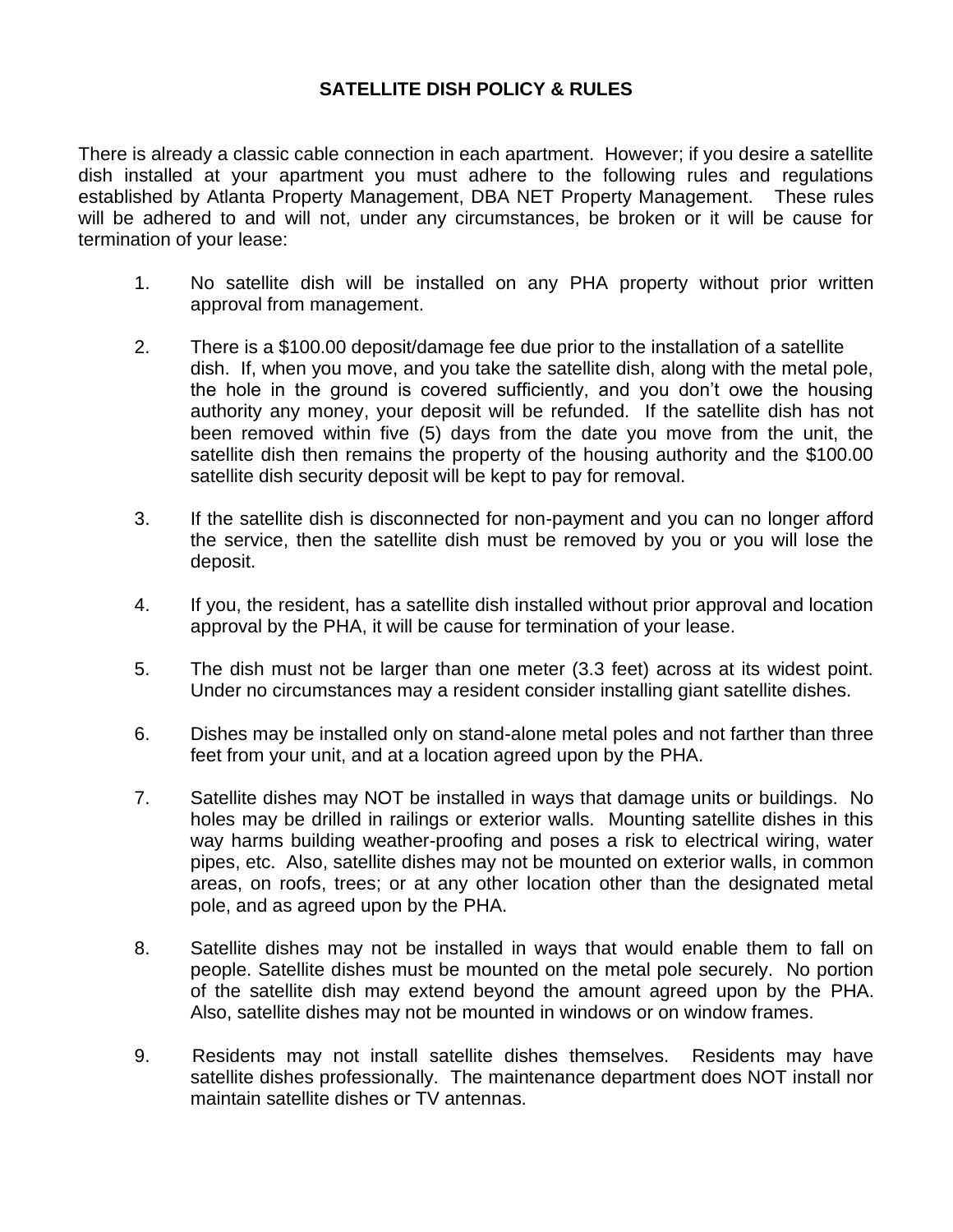# SATELLITE DISH POLICY & RULES

There is already a classic cable connection in each apartment. However; if you desire a satellite dish installed at your apartment you must adhere to the following rules and regulations established by Atlanta Property Management, DBA NET Property Management. These rules will be adhered to and will not, under any circumstances, be broken or it will be cause for termination of your lease:

1. No satellite dish will be installed on any PHA property without prior written approval from management.

2. There is a $100.00 deposit/damage fee due prior to the installation of a satellite dish. If, when you move, and you take the satellite dish, along with the metal pole, the hole in the ground is covered sufficiently, and you don't owe the housing authority any money, your deposit will be refunded. If the satellite dish has not been removed within five (5) days from the date you move from the unit, the satellite dish then remains the property of the housing authority and the $100.00 satellite dish security deposit will be kept to pay for removal.

3. If the satellite dish is disconnected for non-payment and you can no longer afford the service, then the satellite dish must be removed by you or you will lose the deposit.

4. If you, the resident, has a satellite dish installed without prior approval and location approval by the PHA, it will be cause for termination of your lease.

5. The dish must not be larger than one meter (3.3 feet) across at its widest point. Under no circumstances may a resident consider installing giant satellite dishes.

6. Dishes may be installed only on stand-alone metal poles and not farther than three feet from your unit, and at a location agreed upon by the PHA.

7. Satellite dishes may NOT be installed in ways that damage units or buildings. No holes may be drilled in railings or exterior walls. Mounting satellite dishes in this way harms building weather-proofing and poses a risk to electrical wiring, water pipes, etc. Also, satellite dishes may not be mounted on exterior walls, in common areas, on roofs, trees; or at any other location other than the designated metal pole, and as agreed upon by the PHA.

8. Satellite dishes may not be installed in ways that would enable them to fall on people. Satellite dishes must be mounted on the metal pole securely. No portion of the satellite dish may extend beyond the amount agreed upon by the PHA. Also, satellite dishes may not be mounted in windows or on window frames.

9. Residents may not install satellite dishes themselves. Residents may have satellite dishes professionally. The maintenance department does NOT install nor maintain satellite dishes or TV antennas.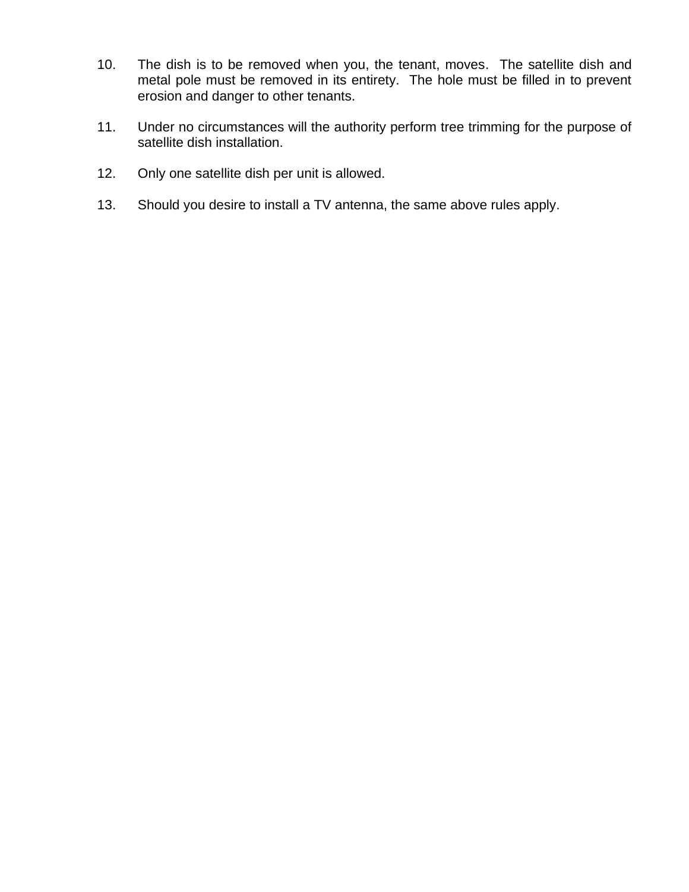10. The dish is to be removed when you, the tenant, moves. The satellite dish and metal pole must be removed in its entirety. The hole must be filled in to prevent erosion and danger to other tenants.

11. Under no circumstances will the authority perform tree trimming for the purpose of satellite dish installation.

12. Only one satellite dish per unit is allowed.

13. Should you desire to install a TV antenna, the same above rules apply.